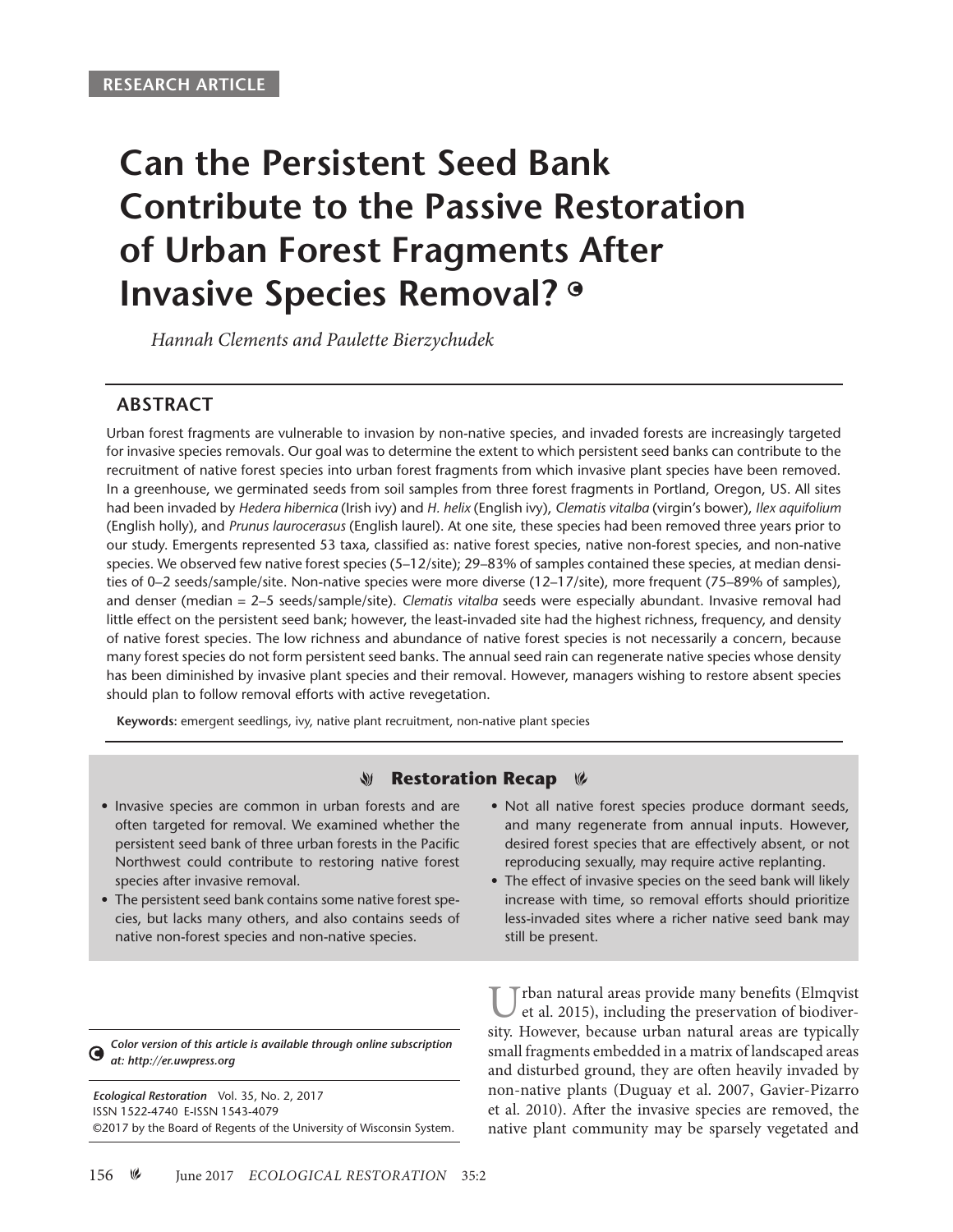RESEARCH ARTICLE

# Can the Persistent Seed Bank Contribute to the Passive Restoration of Urban Forest Fragments After Invasive Species Removal?

*Hannah Clements and Paulette Bierzychudek*

## ABSTRACT

Urban forest fragments are vulnerable to invasion by non-native species, and invaded forests are increasingly targeted for invasive species removals. Our goal was to determine the extent to which persistent seed banks can contribute to the recruitment of native forest species into urban forest fragments from which invasive plant species have been removed. In a greenhouse, we germinated seeds from soil samples from three forest fragments in Portland, Oregon, US. All sites had been invaded by *Hedera hibernica* (Irish ivy) and *H. helix* (English ivy), *Clematis vitalba* (virgin's bower), *Ilex aquifolium* (English holly), and *Prunus laurocerasus* (English laurel). At one site, these species had been removed three years prior to our study. Emergents represented 53 taxa, classified as: native forest species, native non-forest species, and non-native species. We observed few native forest species (5–12/site); 29–83% of samples contained these species, at median densities of 0–2 seeds/sample/site. Non-native species were more diverse (12–17/site), more frequent (75–89% of samples), and denser (median = 2–5 seeds/sample/site). *Clematis vitalba* seeds were especially abundant. Invasive removal had little effect on the persistent seed bank; however, the least-invaded site had the highest richness, frequency, and density of native forest species. The low richness and abundance of native forest species is not necessarily a concern, because many forest species do not form persistent seed banks. The annual seed rain can regenerate native species whose density has been diminished by invasive plant species and their removal. However, managers wishing to restore absent species should plan to follow removal efforts with active revegetation.

**Keywords:** emergent seedlings, ivy, native plant recruitment, non-native plant species

### Restoration Recap

- Invasive species are common in urban forests and are often targeted for removal. We examined whether the persistent seed bank of three urban forests in the Pacific Northwest could contribute to restoring native forest species after invasive removal.
- The persistent seed bank contains some native forest species, but lacks many others, and also contains seeds of native non-forest species and non-native species.
- Not all native forest species produce dormant seeds, and many regenerate from annual inputs. However, desired forest species that are effectively absent, or not reproducing sexually, may require active replanting.
- The effect of invasive species on the seed bank will likely increase with time, so removal efforts should prioritize less-invaded sites where a richer native seed bank may still be present.

*Color version of this article is available through online subscription at: http://er.uwpress.org*

*Ecological Restoration* Vol. 35, No. 2, 2017
ISSN 1522-4740 E-ISSN 1543-4079
©2017 by the Board of Regents of the University of Wisconsin System.

Urban natural areas provide many benefits (Elmqvist et al. 2015), including the preservation of biodiversity. However, because urban natural areas are typically small fragments embedded in a matrix of landscaped areas and disturbed ground, they are often heavily invaded by non-native plants (Duguay et al. 2007, Gavier-Pizarro et al. 2010). After the invasive species are removed, the native plant community may be sparsely vegetated and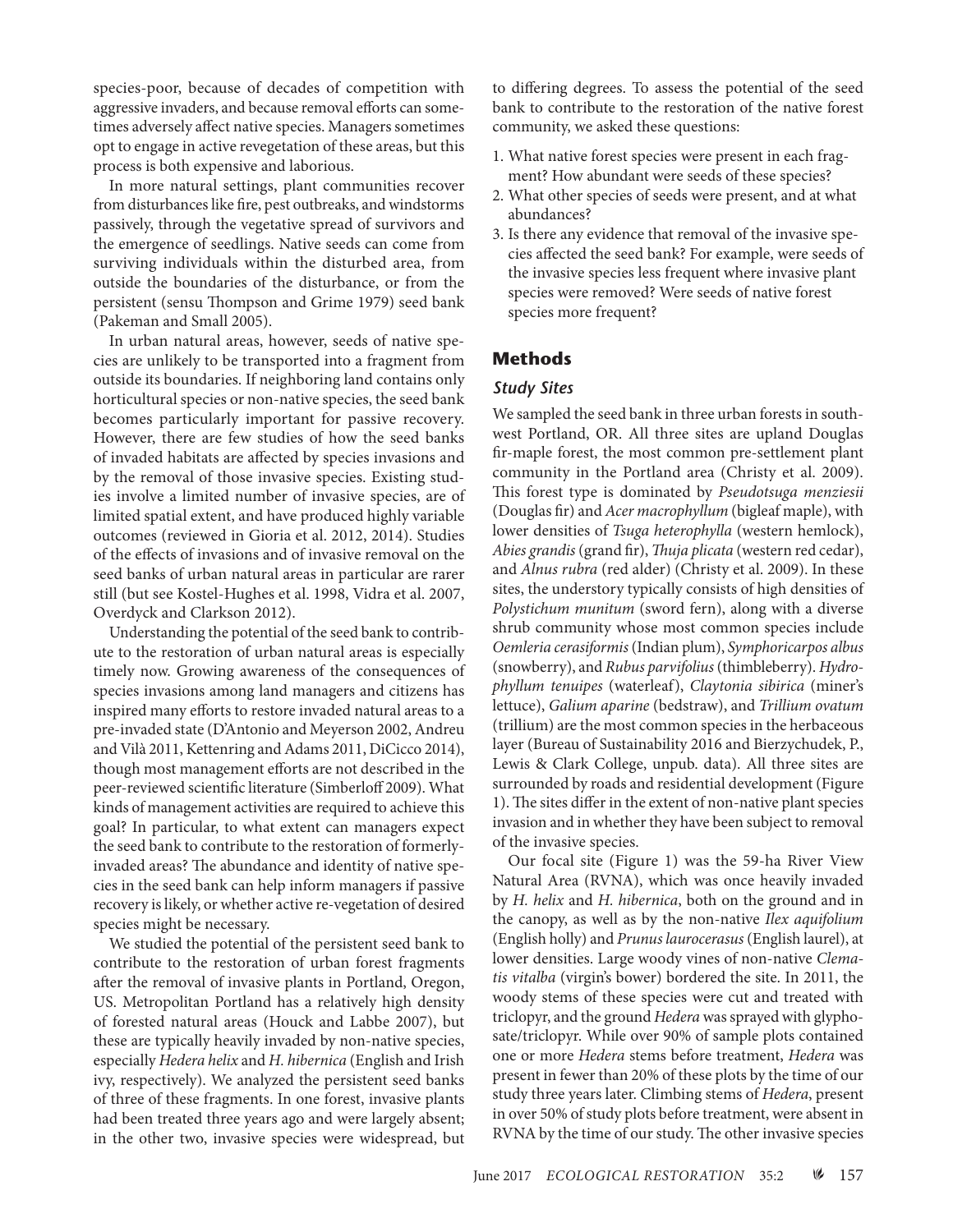species-poor, because of decades of competition with aggressive invaders, and because removal efforts can sometimes adversely affect native species. Managers sometimes opt to engage in active revegetation of these areas, but this process is both expensive and laborious.

In more natural settings, plant communities recover from disturbances like fire, pest outbreaks, and windstorms passively, through the vegetative spread of survivors and the emergence of seedlings. Native seeds can come from surviving individuals within the disturbed area, from outside the boundaries of the disturbance, or from the persistent (sensu Thompson and Grime 1979) seed bank (Pakeman and Small 2005).

In urban natural areas, however, seeds of native species are unlikely to be transported into a fragment from outside its boundaries. If neighboring land contains only horticultural species or non-native species, the seed bank becomes particularly important for passive recovery. However, there are few studies of how the seed banks of invaded habitats are affected by species invasions and by the removal of those invasive species. Existing studies involve a limited number of invasive species, are of limited spatial extent, and have produced highly variable outcomes (reviewed in Gioria et al. 2012, 2014). Studies of the effects of invasions and of invasive removal on the seed banks of urban natural areas in particular are rarer still (but see Kostel-Hughes et al. 1998, Vidra et al. 2007, Overdyck and Clarkson 2012).

Understanding the potential of the seed bank to contribute to the restoration of urban natural areas is especially timely now. Growing awareness of the consequences of species invasions among land managers and citizens has inspired many efforts to restore invaded natural areas to a pre-invaded state (D'Antonio and Meyerson 2002, Andreu and Vilà 2011, Kettenring and Adams 2011, DiCicco 2014), though most management efforts are not described in the peer-reviewed scientific literature (Simberloff 2009). What kinds of management activities are required to achieve this goal? In particular, to what extent can managers expect the seed bank to contribute to the restoration of formerly-invaded areas? The abundance and identity of native species in the seed bank can help inform managers if passive recovery is likely, or whether active re-vegetation of desired species might be necessary.

We studied the potential of the persistent seed bank to contribute to the restoration of urban forest fragments after the removal of invasive plants in Portland, Oregon, US. Metropolitan Portland has a relatively high density of forested natural areas (Houck and Labbe 2007), but these are typically heavily invaded by non-native species, especially *Hedera helix* and *H. hibernica* (English and Irish ivy, respectively). We analyzed the persistent seed banks of three of these fragments. In one forest, invasive plants had been treated three years ago and were largely absent; in the other two, invasive species were widespread, but to differing degrees. To assess the potential of the seed bank to contribute to the restoration of the native forest community, we asked these questions:

1. What native forest species were present in each fragment? How abundant were seeds of these species?
2. What other species of seeds were present, and at what abundances?
3. Is there any evidence that removal of the invasive species affected the seed bank? For example, were seeds of the invasive species less frequent where invasive plant species were removed? Were seeds of native forest species more frequent?

## Methods

### Study Sites

We sampled the seed bank in three urban forests in southwest Portland, OR. All three sites are upland Douglas fir-maple forest, the most common pre-settlement plant community in the Portland area (Christy et al. 2009). This forest type is dominated by *Pseudotsuga menziesii* (Douglas fir) and *Acer macrophyllum* (bigleaf maple), with lower densities of *Tsuga heterophylla* (western hemlock), *Abies grandis* (grand fir), *Thuja plicata* (western red cedar), and *Alnus rubra* (red alder) (Christy et al. 2009). In these sites, the understory typically consists of high densities of *Polystichum munitum* (sword fern), along with a diverse shrub community whose most common species include *Oemleria cerasiformis* (Indian plum), *Symphoricarpos albus* (snowberry), and *Rubus parvifolius* (thimbleberry). *Hydrophyllum tenuipes* (waterleaf), *Claytonia sibirica* (miner's lettuce), *Galium aparine* (bedstraw), and *Trillium ovatum* (trillium) are the most common species in the herbaceous layer (Bureau of Sustainability 2016 and Bierzychudek, P., Lewis & Clark College, unpub. data). All three sites are surrounded by roads and residential development (Figure 1). The sites differ in the extent of non-native plant species invasion and in whether they have been subject to removal of the invasive species.

Our focal site (Figure 1) was the 59-ha River View Natural Area (RVNA), which was once heavily invaded by *H. helix* and *H. hibernica*, both on the ground and in the canopy, as well as by the non-native *Ilex aquifolium* (English holly) and *Prunus laurocerasus* (English laurel), at lower densities. Large woody vines of non-native *Clematis vitalba* (virgin's bower) bordered the site. In 2011, the woody stems of these species were cut and treated with triclopyr, and the ground *Hedera* was sprayed with glyphosate/triclopyr. While over 90% of sample plots contained one or more *Hedera* stems before treatment, *Hedera* was present in fewer than 20% of these plots by the time of our study three years later. Climbing stems of *Hedera*, present in over 50% of study plots before treatment, were absent in RVNA by the time of our study. The other invasive species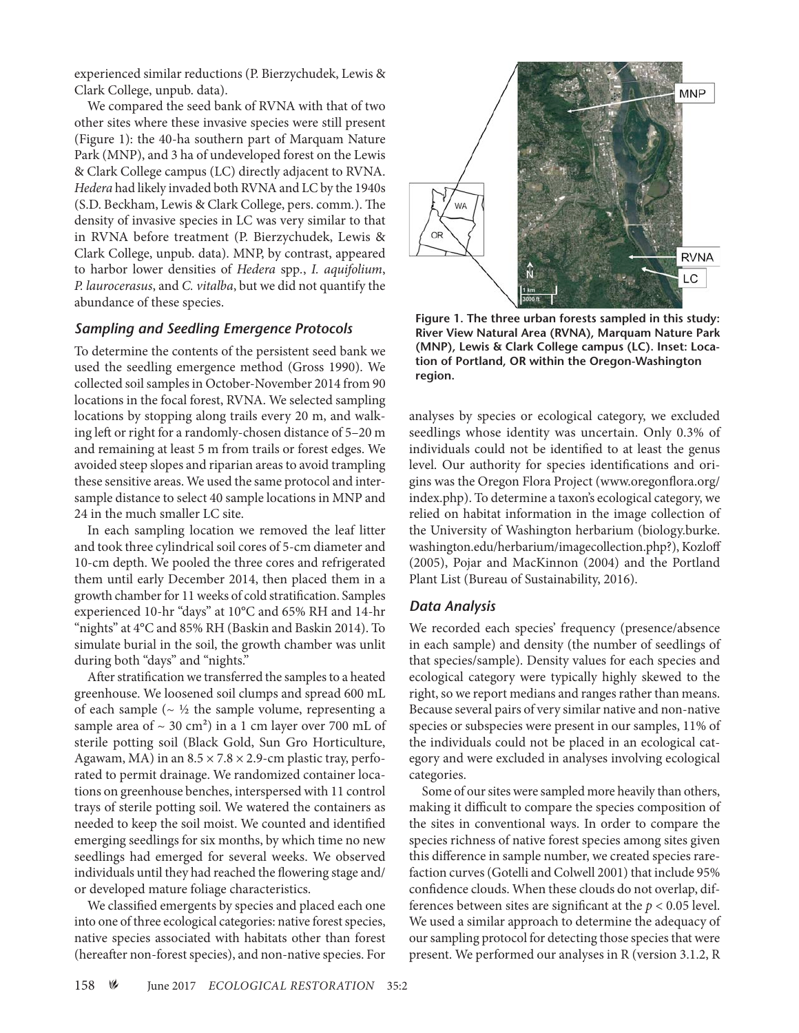experienced similar reductions (P. Bierzychudek, Lewis & Clark College, unpub. data).

We compared the seed bank of RVNA with that of two other sites where these invasive species were still present (Figure 1): the 40-ha southern part of Marquam Nature Park (MNP), and 3 ha of undeveloped forest on the Lewis & Clark College campus (LC) directly adjacent to RVNA. *Hedera* had likely invaded both RVNA and LC by the 1940s (S.D. Beckham, Lewis & Clark College, pers. comm.). The density of invasive species in LC was very similar to that in RVNA before treatment (P. Bierzychudek, Lewis & Clark College, unpub. data). MNP, by contrast, appeared to harbor lower densities of *Hedera* spp., *I. aquifolium*, *P. laurocerasus*, and *C. vitalba*, but we did not quantify the abundance of these species.

### Sampling and Seedling Emergence Protocols

To determine the contents of the persistent seed bank we used the seedling emergence method (Gross 1990). We collected soil samples in October-November 2014 from 90 locations in the focal forest, RVNA. We selected sampling locations by stopping along trails every 20 m, and walking left or right for a randomly-chosen distance of 5–20 m and remaining at least 5 m from trails or forest edges. We avoided steep slopes and riparian areas to avoid trampling these sensitive areas. We used the same protocol and inter-sample distance to select 40 sample locations in MNP and 24 in the much smaller LC site.

In each sampling location we removed the leaf litter and took three cylindrical soil cores of 5-cm diameter and 10-cm depth. We pooled the three cores and refrigerated them until early December 2014, then placed them in a growth chamber for 11 weeks of cold stratification. Samples experienced 10-hr "days" at 10°C and 65% RH and 14-hr "nights" at 4°C and 85% RH (Baskin and Baskin 2014). To simulate burial in the soil, the growth chamber was unlit during both "days" and "nights."

After stratification we transferred the samples to a heated greenhouse. We loosened soil clumps and spread 600 mL of each sample (~ ½ the sample volume, representing a sample area of ~ 30 $cm^2$) in a 1 cm layer over 700 mL of sterile potting soil (Black Gold, Sun Gro Horticulture, Agawam, MA) in an $8.5 \times 7.8 \times 2.9$-cm plastic tray, perforated to permit drainage. We randomized container locations on greenhouse benches, interspersed with 11 control trays of sterile potting soil. We watered the containers as needed to keep the soil moist. We counted and identified emerging seedlings for six months, by which time no new seedlings had emerged for several weeks. We observed individuals until they had reached the flowering stage and/or developed mature foliage characteristics.

We classified emergents by species and placed each one into one of three ecological categories: native forest species, native species associated with habitats other than forest (hereafter non-forest species), and non-native species. For analyses by species or ecological category, we excluded seedlings whose identity was uncertain. Only 0.3% of individuals could not be identified to at least the genus level. Our authority for species identifications and origins was the Oregon Flora Project (www.oregonflora.org/index.php). To determine a taxon's ecological category, we relied on habitat information in the image collection of the University of Washington herbarium (biology.burke.washington.edu/herbarium/imagecollection.php?), Kozloff (2005), Pojar and MacKinnon (2004) and the Portland Plant List (Bureau of Sustainability, 2016).

Figure 1. The three urban forests sampled in this study: River View Natural Area (RVNA), Marquam Nature Park (MNP), Lewis & Clark College campus (LC). Inset: Location of Portland, OR within the Oregon-Washington region.

### Data Analysis

We recorded each species' frequency (presence/absence in each sample) and density (the number of seedlings of that species/sample). Density values for each species and ecological category were typically highly skewed to the right, so we report medians and ranges rather than means. Because several pairs of very similar native and non-native species or subspecies were present in our samples, 11% of the individuals could not be placed in an ecological category and were excluded in analyses involving ecological categories.

Some of our sites were sampled more heavily than others, making it difficult to compare the species composition of the sites in conventional ways. In order to compare the species richness of native forest species among sites given this difference in sample number, we created species rarefaction curves (Gotelli and Colwell 2001) that include 95% confidence clouds. When these clouds do not overlap, differences between sites are significant at the $p < 0.05$ level. We used a similar approach to determine the adequacy of our sampling protocol for detecting those species that were present. We performed our analyses in R (version 3.1.2, R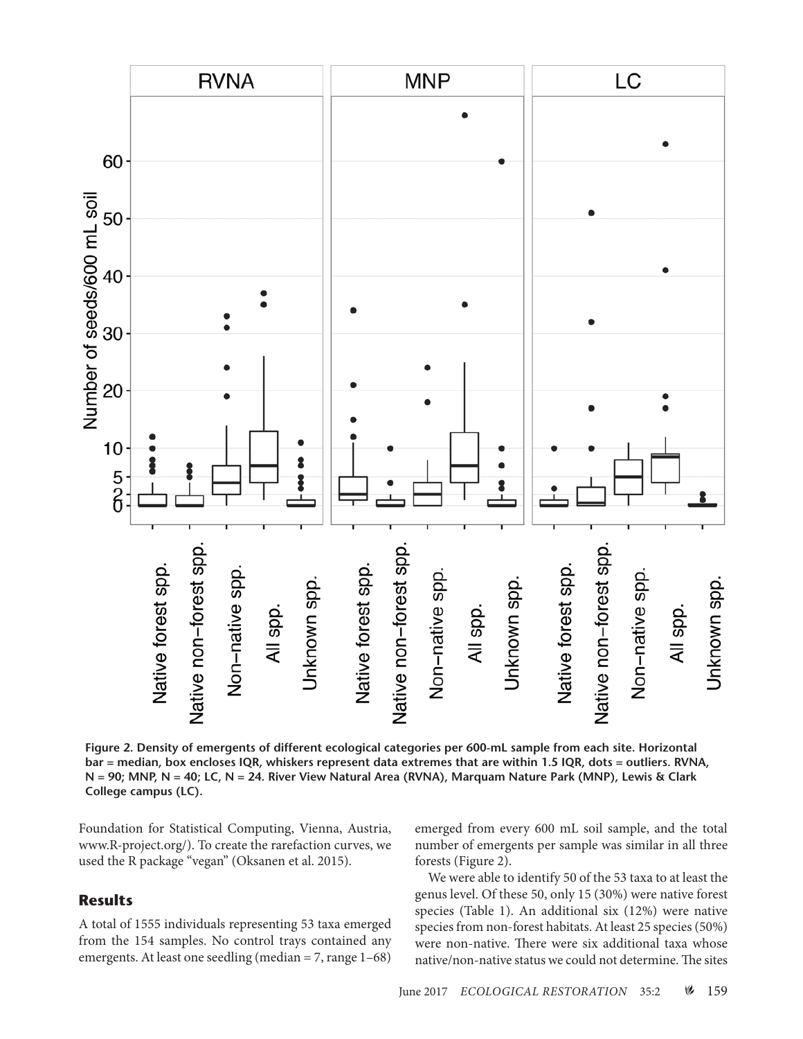Figure 2. Density of emergents of different ecological categories per 600-mL sample from each site. Horizontal bar = median, box encloses IQR, whiskers represent data extremes that are within 1.5 IQR, dots = outliers. RVNA, N = 90; MNP, N = 40; LC, N = 24. River View Natural Area (RVNA), Marquam Nature Park (MNP), Lewis & Clark College campus (LC).

Foundation for Statistical Computing, Vienna, Austria, www.R-project.org/). To create the rarefaction curves, we used the R package "vegan" (Oksanen et al. 2015).

## Results

A total of 1555 individuals representing 53 taxa emerged from the 154 samples. No control trays contained any emergents. At least one seedling (median = 7, range 1–68) emerged from every 600 mL soil sample, and the total number of emergents per sample was similar in all three forests (Figure 2).

We were able to identify 50 of the 53 taxa to at least the genus level. Of these 50, only 15 (30%) were native forest species (Table 1). An additional six (12%) were native species from non-forest habitats. At least 25 species (50%) were non-native. There were six additional taxa whose native/non-native status we could not determine. The sites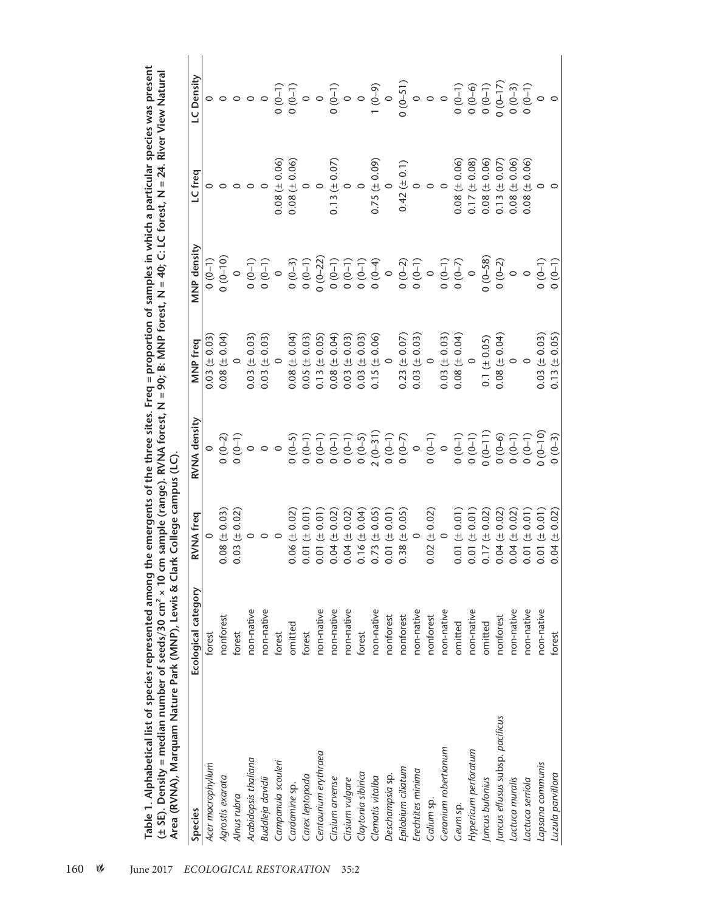**Table 1. Alphabetical list of species represented among the emergents of the three sites. Freq = proportion of samples in which a particular species was present (± SE). Density = median number of seeds/30 cm² × 10 cm sample (range). RVNA forest, N = 90; B: MNP forest, N = 40; C: LC forest, N = 24. River View Natural Area (RVNA), Marquam Nature Park (MNP), Lewis & Clark College campus (LC).**

| Species | Ecological category | RVNA freq | RVNA density | MNP freq | MNP density | LC freq | LC Density |
|---|---|---|---|---|---|---|---|
| *Acer macrophyllum* | forest | 0 | 0 | 0.03 (± 0.03) | 0 (0–1) | 0 | 0 |
| *Agrostis exarata* | nonforest | 0.08 (± 0.03) | 0 (0–2) | 0.08 (± 0.04) | 0 (0–10) | 0 | 0 |
| *Alnus rubra* | forest | 0.03 (± 0.02) | 0 (0–1) | 0 | 0 | 0 | 0 |
| *Arabidopsis thaliana* | non-native | 0 | 0 | 0.03 (± 0.03) | 0 (0–1) | 0 | 0 |
| *Buddleja davidii* | non-native | 0 | 0 | 0.03 (± 0.03) | 0 (0–1) | 0 | 0 |
| *Campanula scouleri* | forest | 0 | 0 | 0 | 0 | 0.08 (± 0.06) | 0 (0–1) |
| *Cardamine* sp. | omitted | 0.06 (± 0.02) | 0 (0–5) | 0.08 (± 0.04) | 0 (0–3) | 0.08 (± 0.06) | 0 (0–1) |
| *Carex leptopoda* | forest | 0.01 (± 0.01) | 0 (0–1) | 0.05 (± 0.03) | 0 (0–1) | 0 | 0 |
| *Centaurium erythraea* | non-native | 0.01 (± 0.01) | 0 (0–1) | 0.13 (± 0.05) | 0 (0–22) | 0 | 0 |
| *Cirsium arvense* | non-native | 0.04 (± 0.02) | 0 (0–1) | 0.08 (± 0.04) | 0 (0–1) | 0.13 (± 0.07) | 0 (0–1) |
| *Cirsium vulgare* | non-native | 0.04 (± 0.02) | 0 (0–1) | 0.03 (± 0.03) | 0 (0–1) | 0 | 0 |
| *Claytonia sibirica* | forest | 0.16 (± 0.04) | 0 (0–5) | 0.03 (± 0.03) | 0 (0–1) | 0 | 0 |
| *Clematis vitalba* | non-native | 0.73 (± 0.05) | 2 (0–31) | 0.15 (± 0.06) | 0 (0–4) | 0.75 (± 0.09) | 1 (0–9) |
| *Deschampsia* sp. | nonforest | 0.01 (± 0.01) | 0 (0–1) | 0 | 0 | 0 | 0 |
| *Epilobium ciliatum* | nonforest | 0.38 (± 0.05) | 0 (0–7) | 0.23 (± 0.07) | 0 (0–2) | 0.42 (± 0.1) | 0 (0–51) |
| *Erechtites minima* | non-native | 0 | 0 | 0.03 (± 0.03) | 0 (0–1) | 0 | 0 |
| *Galium* sp. | nonforest | 0.02 (± 0.02) | 0 (0–1) | 0 | 0 | 0 | 0 |
| *Geranium robertianum* | non-native | 0 | 0 | 0 | 0 | 0 | 0 |
| *Geum* sp. | omitted | 0.01 (± 0.01) | 0 (0–1) | 0.03 (± 0.03) | 0 (0–1) | 0.08 (± 0.06) | 0 (0–1) |
| *Hypericum perforatum* | non-native | 0.01 (± 0.01) | 0 (0–1) | 0.08 (± 0.04) | 0 (0–7) | 0.17 (± 0.08) | 0 (0–6) |
| *Juncus bufonius* | omitted | 0.17 (± 0.02) | 0 (0–11) | 0 | 0 | 0.08 (± 0.06) | 0 (0–1) |
| *Juncus effusus* subsp. *pacificus* | nonforest | 0.04 (± 0.02) | 0 (0–6) | 0.1 (± 0.05) | 0 (0–58) | 0.13 (± 0.07) | 0 (0–17) |
| *Lactuca muralis* | non-native | 0.04 (± 0.02) | 0 (0–1) | 0.08 (± 0.04) | 0 (0–2) | 0.08 (± 0.06) | 0 (0–3) |
| *Lactuca serriola* | non-native | 0.01 (± 0.01) | 0 (0–1) | 0 | 0 | 0.08 (± 0.06) | 0 (0–1) |
| *Lapsana communis* | non-native | 0.01 (± 0.01) | 0 (0–10) | 0.03 (± 0.03) | 0 (0–1) | 0 | 0 |
| *Luzula parviflora* | forest | 0.04 (± 0.02) | 0 (0–3) | 0.13 (± 0.05) | 0 (0–1) | 0 | 0 |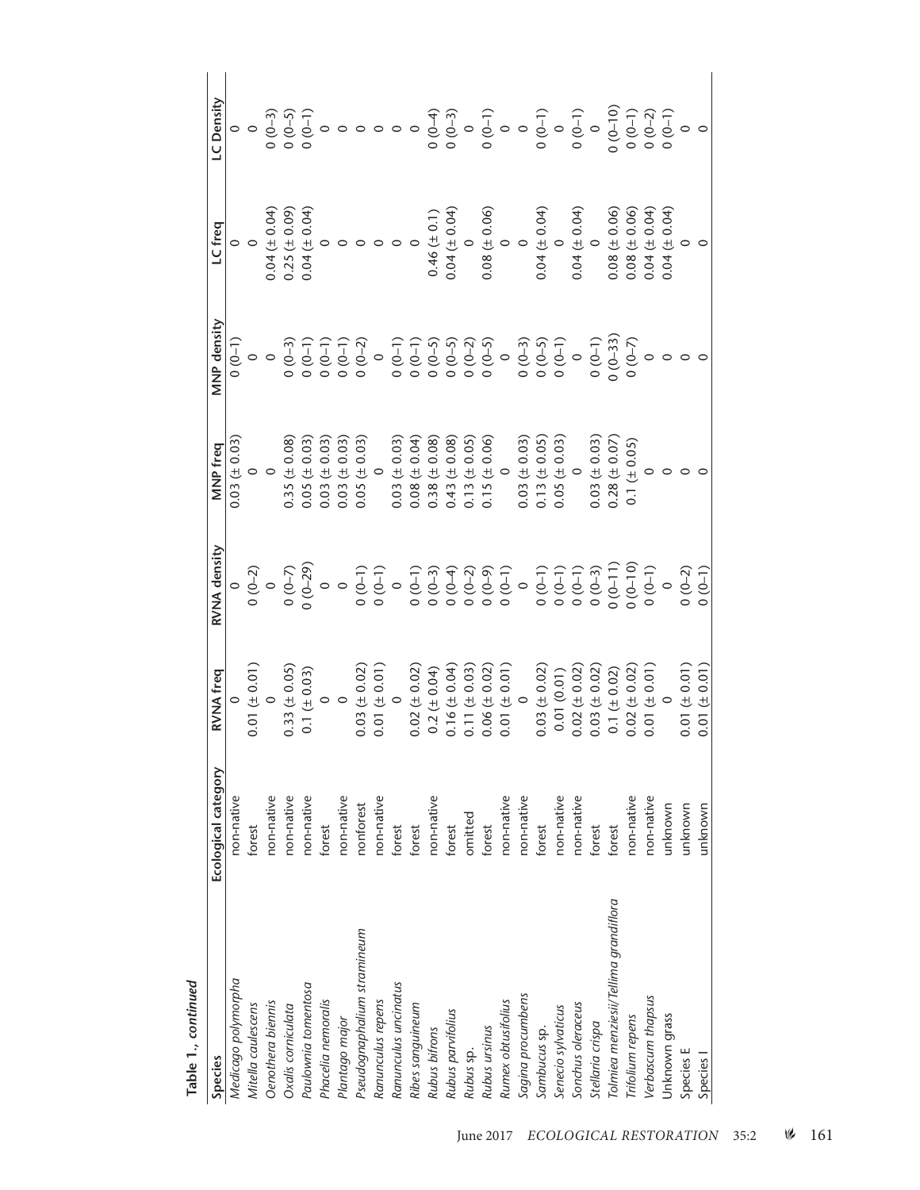**Table 1., continued**

| Species | Ecological category | RVNA freq | RVNA density | MNP freq | MNP density | LC freq | LC Density |
|---|---|---|---|---|---|---|---|
| *Medicago polymorpha* | non-native | 0 | 0 | 0.03 (± 0.03) | 0 (0–1) | 0 | 0 |
| *Mitella caulescens* | forest | 0.01 (± 0.01) | 0 (0–2) | 0 | 0 | 0 | 0 |
| *Oenothera biennis* | non-native | 0 | 0 | 0 | 0 | 0.04 (± 0.04) | 0 (0–3) |
| *Oxalis corniculata* | non-native | 0.33 (± 0.05) | 0 (0–7) | 0.35 (± 0.08) | 0 (0–3) | 0.25 (± 0.09) | 0 (0–5) |
| *Paulownia tomentosa* | non-native | 0.1 (± 0.03) | 0 (0–29) | 0.05 (± 0.03) | 0 (0–1) | 0.04 (± 0.04) | 0 (0–1) |
| *Phacelia nemoralis* | forest | 0 | 0 | 0.03 (± 0.03) | 0 (0–1) | 0 | 0 |
| *Plantago major* | non-native | 0 | 0 | 0.03 (± 0.03) | 0 (0–1) | 0 | 0 |
| *Pseudognaphalium stramineum* | nonforest | 0.03 (± 0.02) | 0 (0–1) | 0.05 (± 0.03) | 0 (0–2) | 0 | 0 |
| *Ranunculus repens* | non-native | 0.01 (± 0.01) | 0 (0–1) | 0 | 0 | 0 | 0 |
| *Ranunculus uncinatus* | forest | 0 | 0 | 0.03 (± 0.03) | 0 (0–1) | 0 | 0 |
| *Ribes sanguineum* | forest | 0.02 (± 0.02) | 0 (0–1) | 0.08 (± 0.04) | 0 (0–1) | 0 | 0 |
| *Rubus bifrons* | non-native | 0.2 (± 0.04) | 0 (0–3) | 0.38 (± 0.08) | 0 (0–5) | 0.46 (± 0.1) | 0 (0–4) |
| *Rubus parvifolius* | forest | 0.16 (± 0.04) | 0 (0–4) | 0.43 (± 0.08) | 0 (0–5) | 0.04 (± 0.04) | 0 (0–3) |
| *Rubus* sp. | omitted | 0.11 (± 0.03) | 0 (0–2) | 0.13 (± 0.05) | 0 (0–2) | 0 | 0 |
| *Rubus ursinus* | forest | 0.06 (± 0.02) | 0 (0–9) | 0.15 (± 0.06) | 0 (0–5) | 0.08 (± 0.06) | 0 (0–1) |
| *Rumex obtusifolius* | non-native | 0.01 (± 0.01) | 0 (0–1) | 0 | 0 | 0 | 0 |
| *Sagina procumbens* | non-native | 0 | 0 | 0.03 (± 0.03) | 0 (0–3) | 0 | 0 |
| *Sambucus* sp. | forest | 0.03 (± 0.02) | 0 (0–1) | 0.13 (± 0.05) | 0 (0–5) | 0.04 (± 0.04) | 0 (0–1) |
| *Senecio sylvaticus* | non-native | 0.01 (0.01) | 0 (0–1) | 0.05 (± 0.03) | 0 (0–1) | 0 | 0 |
| *Sonchus oleraceus* | non-native | 0.02 (± 0.02) | 0 (0–1) | 0 | 0 | 0.04 (± 0.04) | 0 (0–1) |
| *Stellaria crispa* | forest | 0.03 (± 0.02) | 0 (0–3) | 0.03 (± 0.03) | 0 (0–1) | 0 | 0 |
| *Tolmiea menziesii/Tellima grandiflora* | forest | 0.1 (± 0.02) | 0 (0–11) | 0.28 (± 0.07) | 0 (0–33) | 0.08 (± 0.06) | 0 (0–10) |
| *Trifolium repens* | non-native | 0.02 (± 0.02) | 0 (0–10) | 0.1 (± 0.05) | 0 (0–7) | 0.08 (± 0.06) | 0 (0–1) |
| *Verbascum thapsus* | non-native | 0.01 (± 0.01) | 0 (0–1) | 0 | 0 | 0.04 (± 0.04) | 0 (0–2) |
| Unknown grass | unknown | 0 | 0 | 0 | 0 | 0.04 (± 0.04) | 0 (0–1) |
| Species E | unknown | 0.01 (± 0.01) | 0 (0–2) | 0 | 0 | 0 | 0 |
| Species I | unknown | 0.01 (± 0.01) | 0 (0–1) | 0 | 0 | 0 | 0 |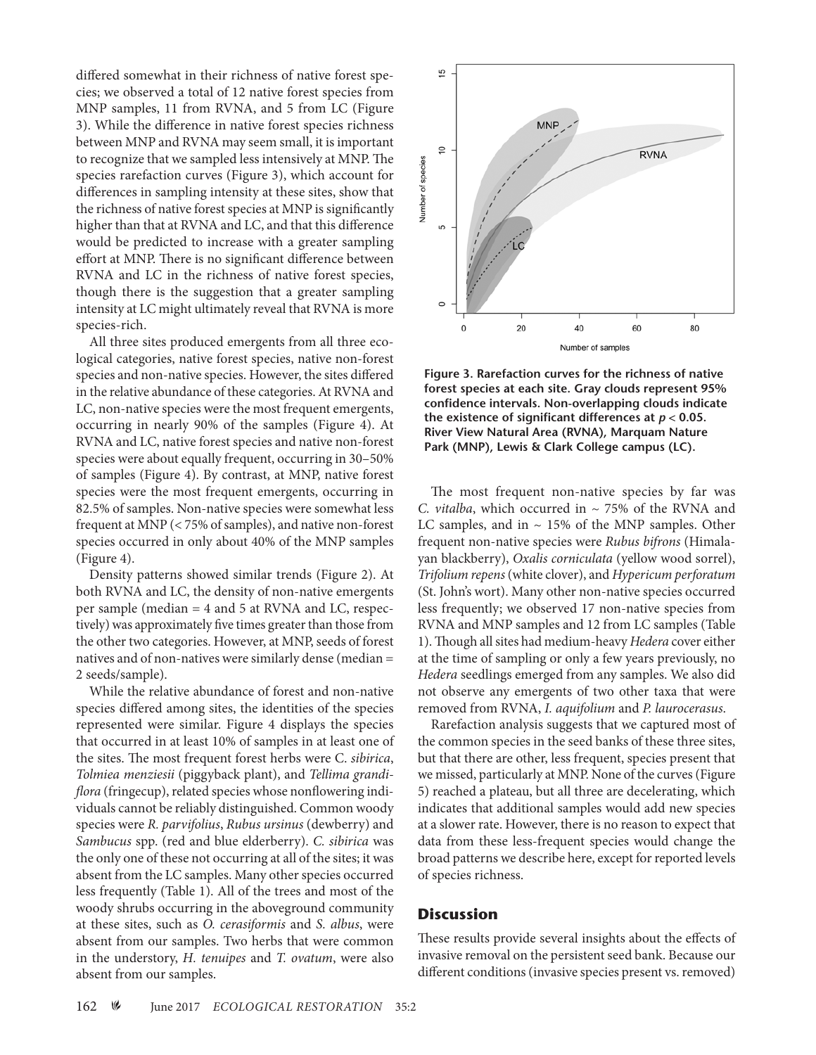differed somewhat in their richness of native forest species; we observed a total of 12 native forest species from MNP samples, 11 from RVNA, and 5 from LC (Figure 3). While the difference in native forest species richness between MNP and RVNA may seem small, it is important to recognize that we sampled less intensively at MNP. The species rarefaction curves (Figure 3), which account for differences in sampling intensity at these sites, show that the richness of native forest species at MNP is significantly higher than that at RVNA and LC, and that this difference would be predicted to increase with a greater sampling effort at MNP. There is no significant difference between RVNA and LC in the richness of native forest species, though there is the suggestion that a greater sampling intensity at LC might ultimately reveal that RVNA is more species-rich.

All three sites produced emergents from all three ecological categories, native forest species, native non-forest species and non-native species. However, the sites differed in the relative abundance of these categories. At RVNA and LC, non-native species were the most frequent emergents, occurring in nearly 90% of the samples (Figure 4). At RVNA and LC, native forest species and native non-forest species were about equally frequent, occurring in 30–50% of samples (Figure 4). By contrast, at MNP, native forest species were the most frequent emergents, occurring in 82.5% of samples. Non-native species were somewhat less frequent at MNP (< 75% of samples), and native non-forest species occurred in only about 40% of the MNP samples (Figure 4).

Density patterns showed similar trends (Figure 2). At both RVNA and LC, the density of non-native emergents per sample (median = 4 and 5 at RVNA and LC, respectively) was approximately five times greater than those from the other two categories. However, at MNP, seeds of forest natives and of non-natives were similarly dense (median = 2 seeds/sample).

While the relative abundance of forest and non-native species differed among sites, the identities of the species represented were similar. Figure 4 displays the species that occurred in at least 10% of samples in at least one of the sites. The most frequent forest herbs were C. *sibirica*, *Tolmiea menziesii* (piggyback plant), and *Tellima grandiflora* (fringecup), related species whose nonflowering individuals cannot be reliably distinguished. Common woody species were *R. parvifolius*, *Rubus ursinus* (dewberry) and *Sambucus* spp. (red and blue elderberry). *C. sibirica* was the only one of these not occurring at all of the sites; it was absent from the LC samples. Many other species occurred less frequently (Table 1). All of the trees and most of the woody shrubs occurring in the aboveground community at these sites, such as *O. cerasiformis* and *S. albus*, were absent from our samples. Two herbs that were common in the understory, *H. tenuipes* and *T. ovatum*, were also absent from our samples.

**Figure 3. Rarefaction curves for the richness of native forest species at each site. Gray clouds represent 95% confidence intervals. Non-overlapping clouds indicate the existence of significant differences at $p < 0.05$. River View Natural Area (RVNA), Marquam Nature Park (MNP), Lewis & Clark College campus (LC).**

The most frequent non-native species by far was *C. vitalba*, which occurred in ~ 75% of the RVNA and LC samples, and in ~ 15% of the MNP samples. Other frequent non-native species were *Rubus bifrons* (Himalayan blackberry), *Oxalis corniculata* (yellow wood sorrel), *Trifolium repens* (white clover), and *Hypericum perforatum* (St. John's wort). Many other non-native species occurred less frequently; we observed 17 non-native species from RVNA and MNP samples and 12 from LC samples (Table 1). Though all sites had medium-heavy *Hedera* cover either at the time of sampling or only a few years previously, no *Hedera* seedlings emerged from any samples. We also did not observe any emergents of two other taxa that were removed from RVNA, *I. aquifolium* and *P. laurocerasus*.

Rarefaction analysis suggests that we captured most of the common species in the seed banks of these three sites, but that there are other, less frequent, species present that we missed, particularly at MNP. None of the curves (Figure 5) reached a plateau, but all three are decelerating, which indicates that additional samples would add new species at a slower rate. However, there is no reason to expect that data from these less-frequent species would change the broad patterns we describe here, except for reported levels of species richness.

## Discussion

These results provide several insights about the effects of invasive removal on the persistent seed bank. Because our different conditions (invasive species present vs. removed)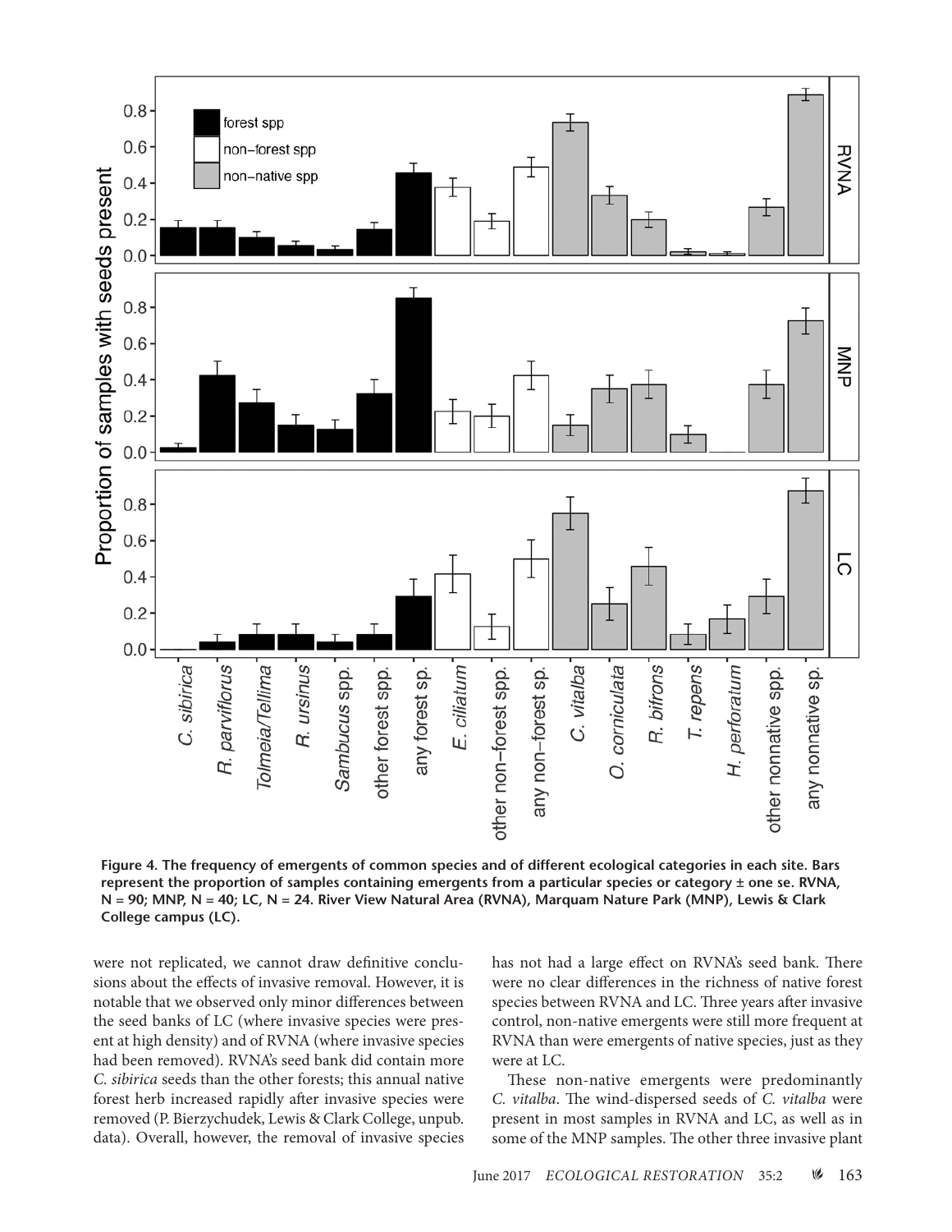**Figure 4. The frequency of emergents of common species and of different ecological categories in each site. Bars represent the proportion of samples containing emergents from a particular species or category ± one se. RVNA, N = 90; MNP, N = 40; LC, N = 24. River View Natural Area (RVNA), Marquam Nature Park (MNP), Lewis & Clark College campus (LC).**

were not replicated, we cannot draw definitive conclusions about the effects of invasive removal. However, it is notable that we observed only minor differences between the seed banks of LC (where invasive species were present at high density) and of RVNA (where invasive species had been removed). RVNA's seed bank did contain more *C. sibirica* seeds than the other forests; this annual native forest herb increased rapidly after invasive species were removed (P. Bierzychudek, Lewis & Clark College, unpub. data). Overall, however, the removal of invasive species has not had a large effect on RVNA's seed bank. There were no clear differences in the richness of native forest species between RVNA and LC. Three years after invasive control, non-native emergents were still more frequent at RVNA than were emergents of native species, just as they were at LC.

These non-native emergents were predominantly *C. vitalba*. The wind-dispersed seeds of *C. vitalba* were present in most samples in RVNA and LC, as well as in some of the MNP samples. The other three invasive plant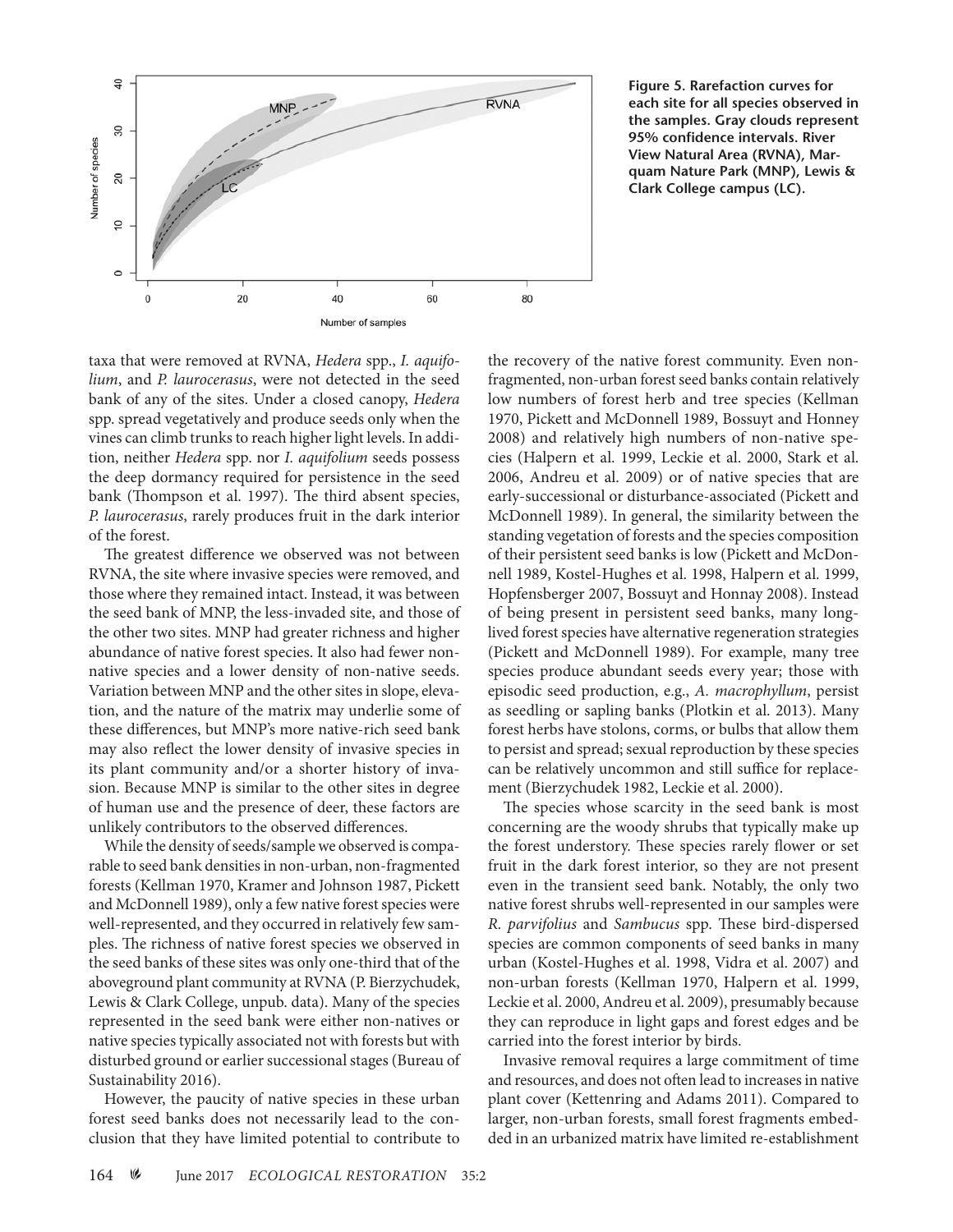Figure 5. Rarefaction curves for each site for all species observed in the samples. Gray clouds represent 95% confidence intervals. River View Natural Area (RVNA), Marquam Nature Park (MNP), Lewis & Clark College campus (LC).

taxa that were removed at RVNA, *Hedera* spp., *I. aquifolium*, and *P. laurocerasus*, were not detected in the seed bank of any of the sites. Under a closed canopy, *Hedera* spp. spread vegetatively and produce seeds only when the vines can climb trunks to reach higher light levels. In addition, neither *Hedera* spp. nor *I. aquifolium* seeds possess the deep dormancy required for persistence in the seed bank (Thompson et al. 1997). The third absent species, *P. laurocerasus*, rarely produces fruit in the dark interior of the forest.

The greatest difference we observed was not between RVNA, the site where invasive species were removed, and those where they remained intact. Instead, it was between the seed bank of MNP, the less-invaded site, and those of the other two sites. MNP had greater richness and higher abundance of native forest species. It also had fewer non-native species and a lower density of non-native seeds. Variation between MNP and the other sites in slope, elevation, and the nature of the matrix may underlie some of these differences, but MNP's more native-rich seed bank may also reflect the lower density of invasive species in its plant community and/or a shorter history of invasion. Because MNP is similar to the other sites in degree of human use and the presence of deer, these factors are unlikely contributors to the observed differences.

While the density of seeds/sample we observed is comparable to seed bank densities in non-urban, non-fragmented forests (Kellman 1970, Kramer and Johnson 1987, Pickett and McDonnell 1989), only a few native forest species were well-represented, and they occurred in relatively few samples. The richness of native forest species we observed in the seed banks of these sites was only one-third that of the aboveground plant community at RVNA (P. Bierzychudek, Lewis & Clark College, unpub. data). Many of the species represented in the seed bank were either non-natives or native species typically associated not with forests but with disturbed ground or earlier successional stages (Bureau of Sustainability 2016).

However, the paucity of native species in these urban forest seed banks does not necessarily lead to the conclusion that they have limited potential to contribute to the recovery of the native forest community. Even non-fragmented, non-urban forest seed banks contain relatively low numbers of forest herb and tree species (Kellman 1970, Pickett and McDonnell 1989, Bossuyt and Honney 2008) and relatively high numbers of non-native species (Halpern et al. 1999, Leckie et al. 2000, Stark et al. 2006, Andreu et al. 2009) or of native species that are early-successional or disturbance-associated (Pickett and McDonnell 1989). In general, the similarity between the standing vegetation of forests and the species composition of their persistent seed banks is low (Pickett and McDonnell 1989, Kostel-Hughes et al. 1998, Halpern et al. 1999, Hopfensberger 2007, Bossuyt and Honnay 2008). Instead of being present in persistent seed banks, many long-lived forest species have alternative regeneration strategies (Pickett and McDonnell 1989). For example, many tree species produce abundant seeds every year; those with episodic seed production, e.g., *A. macrophyllum*, persist as seedling or sapling banks (Plotkin et al. 2013). Many forest herbs have stolons, corms, or bulbs that allow them to persist and spread; sexual reproduction by these species can be relatively uncommon and still suffice for replacement (Bierzychudek 1982, Leckie et al. 2000).

The species whose scarcity in the seed bank is most concerning are the woody shrubs that typically make up the forest understory. These species rarely flower or set fruit in the dark forest interior, so they are not present even in the transient seed bank. Notably, the only two native forest shrubs well-represented in our samples were *R. parvifolius* and *Sambucus* spp. These bird-dispersed species are common components of seed banks in many urban (Kostel-Hughes et al. 1998, Vidra et al. 2007) and non-urban forests (Kellman 1970, Halpern et al. 1999, Leckie et al. 2000, Andreu et al. 2009), presumably because they can reproduce in light gaps and forest edges and be carried into the forest interior by birds.

Invasive removal requires a large commitment of time and resources, and does not often lead to increases in native plant cover (Kettenring and Adams 2011). Compared to larger, non-urban forests, small forest fragments embedded in an urbanized matrix have limited re-establishment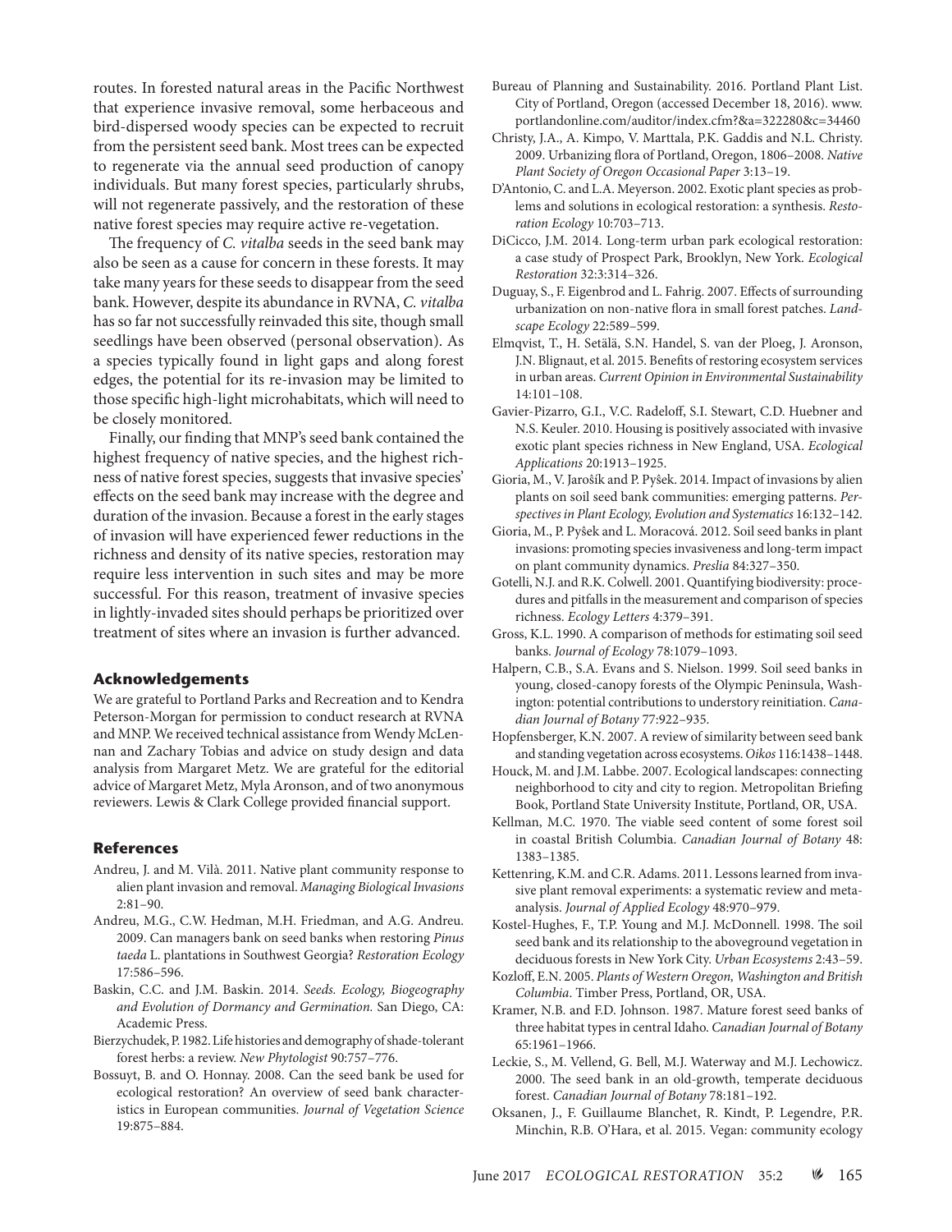routes. In forested natural areas in the Pacific Northwest that experience invasive removal, some herbaceous and bird-dispersed woody species can be expected to recruit from the persistent seed bank. Most trees can be expected to regenerate via the annual seed production of canopy individuals. But many forest species, particularly shrubs, will not regenerate passively, and the restoration of these native forest species may require active re-vegetation.

The frequency of *C. vitalba* seeds in the seed bank may also be seen as a cause for concern in these forests. It may take many years for these seeds to disappear from the seed bank. However, despite its abundance in RVNA, *C. vitalba* has so far not successfully reinvaded this site, though small seedlings have been observed (personal observation). As a species typically found in light gaps and along forest edges, the potential for its re-invasion may be limited to those specific high-light microhabitats, which will need to be closely monitored.

Finally, our finding that MNP's seed bank contained the highest frequency of native species, and the highest richness of native forest species, suggests that invasive species' effects on the seed bank may increase with the degree and duration of the invasion. Because a forest in the early stages of invasion will have experienced fewer reductions in the richness and density of its native species, restoration may require less intervention in such sites and may be more successful. For this reason, treatment of invasive species in lightly-invaded sites should perhaps be prioritized over treatment of sites where an invasion is further advanced.

## Acknowledgements

We are grateful to Portland Parks and Recreation and to Kendra Peterson-Morgan for permission to conduct research at RVNA and MNP. We received technical assistance from Wendy McLennan and Zachary Tobias and advice on study design and data analysis from Margaret Metz. We are grateful for the editorial advice of Margaret Metz, Myla Aronson, and of two anonymous reviewers. Lewis & Clark College provided financial support.

## References

Andreu, J. and M. Vilà. 2011. Native plant community response to alien plant invasion and removal. *Managing Biological Invasions* 2:81–90.

Andreu, M.G., C.W. Hedman, M.H. Friedman, and A.G. Andreu. 2009. Can managers bank on seed banks when restoring *Pinus taeda* L. plantations in Southwest Georgia? *Restoration Ecology* 17:586–596.

Baskin, C.C. and J.M. Baskin. 2014. *Seeds. Ecology, Biogeography and Evolution of Dormancy and Germination.* San Diego, CA: Academic Press.

Bierzychudek, P. 1982. Life histories and demography of shade-tolerant forest herbs: a review. *New Phytologist* 90:757–776.

Bossuyt, B. and O. Honnay. 2008. Can the seed bank be used for ecological restoration? An overview of seed bank characteristics in European communities. *Journal of Vegetation Science* 19:875–884.

Bureau of Planning and Sustainability. 2016. Portland Plant List. City of Portland, Oregon (accessed December 18, 2016). www.portlandonline.com/auditor/index.cfm?&a=322280&c=34460

Christy, J.A., A. Kimpo, V. Marttala, P.K. Gaddis and N.L. Christy. 2009. Urbanizing flora of Portland, Oregon, 1806–2008. *Native Plant Society of Oregon Occasional Paper* 3:13–19.

D'Antonio, C. and L.A. Meyerson. 2002. Exotic plant species as problems and solutions in ecological restoration: a synthesis. *Restoration Ecology* 10:703–713.

DiCicco, J.M. 2014. Long-term urban park ecological restoration: a case study of Prospect Park, Brooklyn, New York. *Ecological Restoration* 32:3:314–326.

Duguay, S., F. Eigenbrod and L. Fahrig. 2007. Effects of surrounding urbanization on non-native flora in small forest patches. *Landscape Ecology* 22:589–599.

Elmqvist, T., H. Setälä, S.N. Handel, S. van der Ploeg, J. Aronson, J.N. Blignaut, et al. 2015. Benefits of restoring ecosystem services in urban areas. *Current Opinion in Environmental Sustainability* 14:101–108.

Gavier-Pizarro, G.I., V.C. Radeloff, S.I. Stewart, C.D. Huebner and N.S. Keuler. 2010. Housing is positively associated with invasive exotic plant species richness in New England, USA. *Ecological Applications* 20:1913–1925.

Gioria, M., V. Jarošík and P. Pyšek. 2014. Impact of invasions by alien plants on soil seed bank communities: emerging patterns. *Perspectives in Plant Ecology, Evolution and Systematics* 16:132–142.

Gioria, M., P. Pyšek and L. Moracová. 2012. Soil seed banks in plant invasions: promoting species invasiveness and long-term impact on plant community dynamics. *Preslia* 84:327–350.

Gotelli, N.J. and R.K. Colwell. 2001. Quantifying biodiversity: procedures and pitfalls in the measurement and comparison of species richness. *Ecology Letters* 4:379–391.

Gross, K.L. 1990. A comparison of methods for estimating soil seed banks. *Journal of Ecology* 78:1079–1093.

Halpern, C.B., S.A. Evans and S. Nielson. 1999. Soil seed banks in young, closed-canopy forests of the Olympic Peninsula, Washington: potential contributions to understory reinitiation. *Canadian Journal of Botany* 77:922–935.

Hopfensberger, K.N. 2007. A review of similarity between seed bank and standing vegetation across ecosystems. *Oikos* 116:1438–1448.

Houck, M. and J.M. Labbe. 2007. Ecological landscapes: connecting neighborhood to city and city to region. Metropolitan Briefing Book, Portland State University Institute, Portland, OR, USA.

Kellman, M.C. 1970. The viable seed content of some forest soil in coastal British Columbia. *Canadian Journal of Botany* 48: 1383–1385.

Kettenring, K.M. and C.R. Adams. 2011. Lessons learned from invasive plant removal experiments: a systematic review and meta-analysis. *Journal of Applied Ecology* 48:970–979.

Kostel-Hughes, F., T.P. Young and M.J. McDonnell. 1998. The soil seed bank and its relationship to the aboveground vegetation in deciduous forests in New York City. *Urban Ecosystems* 2:43–59.

Kozloff, E.N. 2005. *Plants of Western Oregon, Washington and British Columbia*. Timber Press, Portland, OR, USA.

Kramer, N.B. and F.D. Johnson. 1987. Mature forest seed banks of three habitat types in central Idaho. *Canadian Journal of Botany* 65:1961–1966.

Leckie, S., M. Vellend, G. Bell, M.J. Waterway and M.J. Lechowicz. 2000. The seed bank in an old-growth, temperate deciduous forest. *Canadian Journal of Botany* 78:181–192.

Oksanen, J., F. Guillaume Blanchet, R. Kindt, P. Legendre, P.R. Minchin, R.B. O'Hara, et al. 2015. Vegan: community ecology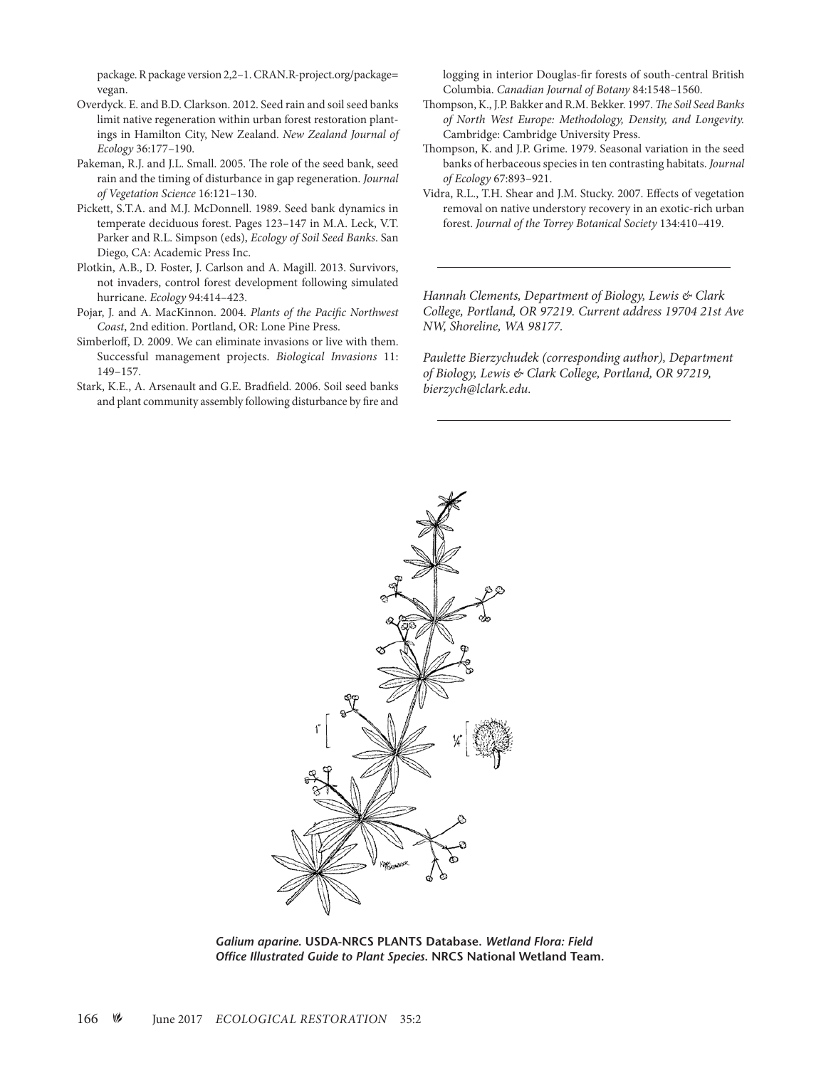package. R package version 2,2–1. CRAN.R-project.org/package=vegan.

Overdyck. E. and B.D. Clarkson. 2012. Seed rain and soil seed banks limit native regeneration within urban forest restoration plantings in Hamilton City, New Zealand. *New Zealand Journal of Ecology* 36:177–190.

Pakeman, R.J. and J.L. Small. 2005. The role of the seed bank, seed rain and the timing of disturbance in gap regeneration. *Journal of Vegetation Science* 16:121–130.

Pickett, S.T.A. and M.J. McDonnell. 1989. Seed bank dynamics in temperate deciduous forest. Pages 123–147 in M.A. Leck, V.T. Parker and R.L. Simpson (eds), *Ecology of Soil Seed Banks*. San Diego, CA: Academic Press Inc.

Plotkin, A.B., D. Foster, J. Carlson and A. Magill. 2013. Survivors, not invaders, control forest development following simulated hurricane. *Ecology* 94:414–423.

Pojar, J. and A. MacKinnon. 2004. *Plants of the Pacific Northwest Coast*, 2nd edition. Portland, OR: Lone Pine Press.

Simberloff, D. 2009. We can eliminate invasions or live with them. Successful management projects. *Biological Invasions* 11: 149–157.

Stark, K.E., A. Arsenault and G.E. Bradfield. 2006. Soil seed banks and plant community assembly following disturbance by fire and logging in interior Douglas-fir forests of south-central British Columbia. *Canadian Journal of Botany* 84:1548–1560.

Thompson, K., J.P. Bakker and R.M. Bekker. 1997. *The Soil Seed Banks of North West Europe: Methodology, Density, and Longevity.* Cambridge: Cambridge University Press.

Thompson, K. and J.P. Grime. 1979. Seasonal variation in the seed banks of herbaceous species in ten contrasting habitats. *Journal of Ecology* 67:893–921.

Vidra, R.L., T.H. Shear and J.M. Stucky. 2007. Effects of vegetation removal on native understory recovery in an exotic-rich urban forest. *Journal of the Torrey Botanical Society* 134:410–419.

---

*Hannah Clements, Department of Biology, Lewis & Clark College, Portland, OR 97219. Current address 19704 21st Ave NW, Shoreline, WA 98177.*

*Paulette Bierzychudek (corresponding author), Department of Biology, Lewis & Clark College, Portland, OR 97219, bierzych@lclark.edu.*

---

***Galium aparine*. USDA-NRCS PLANTS Database. *Wetland Flora: Field Office Illustrated Guide to Plant Species*. NRCS National Wetland Team.**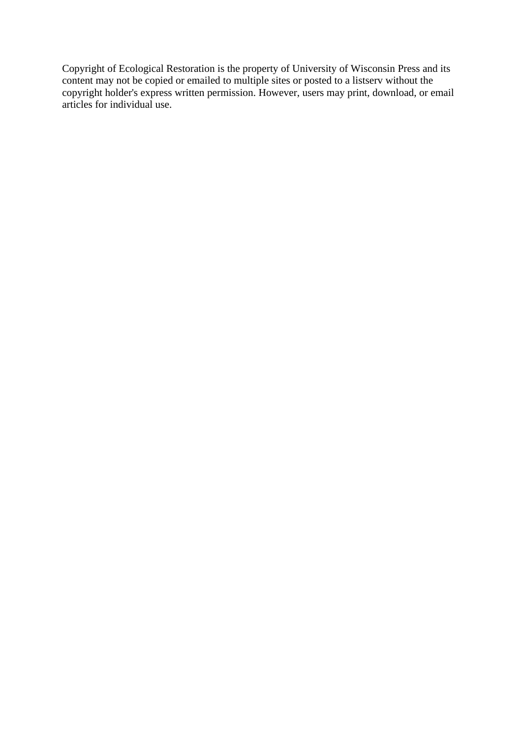Copyright of Ecological Restoration is the property of University of Wisconsin Press and its content may not be copied or emailed to multiple sites or posted to a listserv without the copyright holder's express written permission. However, users may print, download, or email articles for individual use.